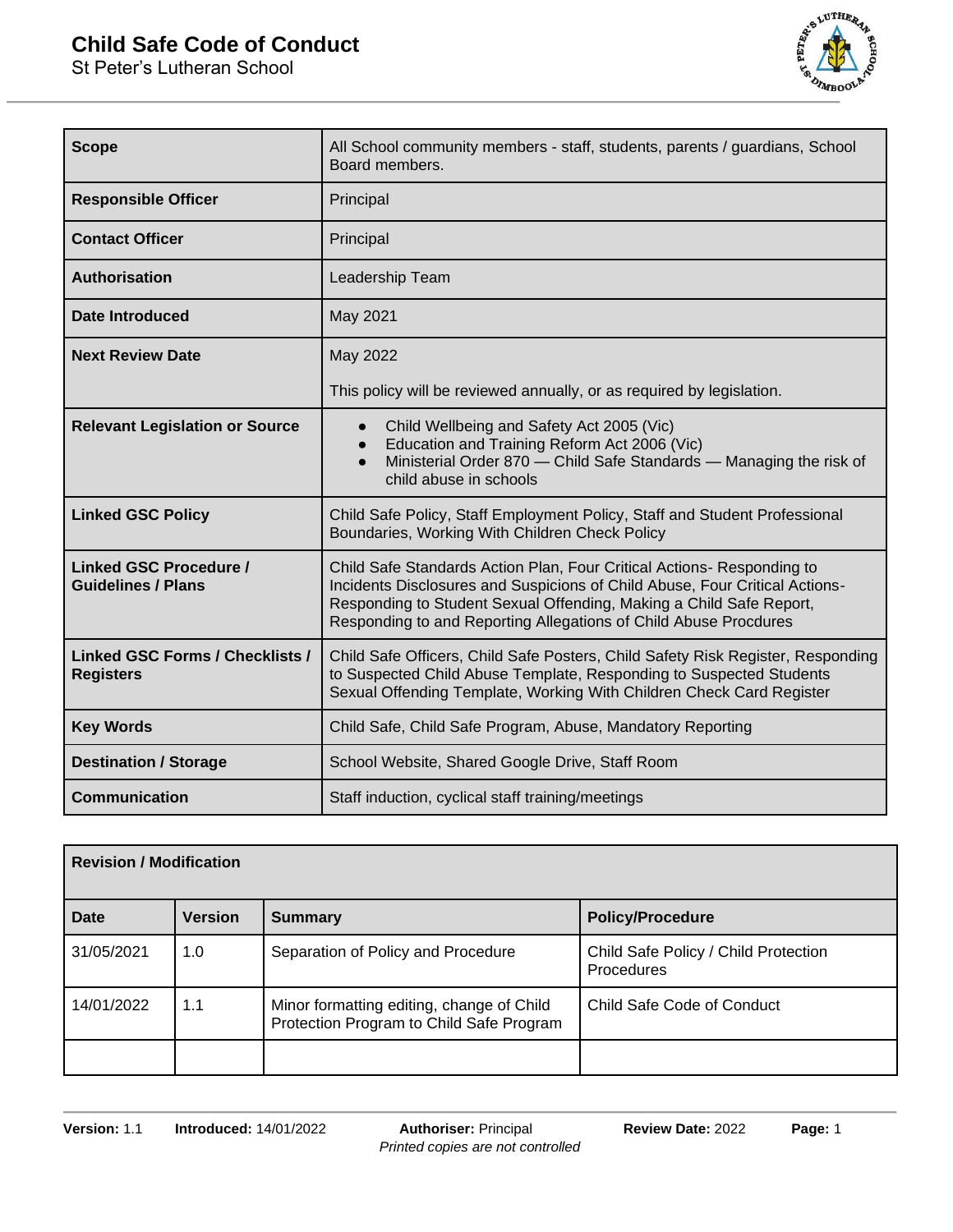# Child Safe Code of Conduct

St Peter's Lutheran School

| **Scope** | All School community members - staff, students, parents / guardians, School Board members. |
|---|---|
| **Responsible Officer** | Principal |
| **Contact Officer** | Principal |
| **Authorisation** | Leadership Team |
| **Date Introduced** | May 2021 |
| **Next Review Date** | May 2022<br><br>This policy will be reviewed annually, or as required by legislation. |
| **Relevant Legislation or Source** | • Child Wellbeing and Safety Act 2005 (Vic)<br>• Education and Training Reform Act 2006 (Vic)<br>• Ministerial Order 870 — Child Safe Standards — Managing the risk of child abuse in schools |
| **Linked GSC Policy** | Child Safe Policy, Staff Employment Policy, Staff and Student Professional Boundaries, Working With Children Check Policy |
| **Linked GSC Procedure / Guidelines / Plans** | Child Safe Standards Action Plan, Four Critical Actions- Responding to Incidents Disclosures and Suspicions of Child Abuse, Four Critical Actions- Responding to Student Sexual Offending, Making a Child Safe Report, Responding to and Reporting Allegations of Child Abuse Procdures |
| **Linked GSC Forms / Checklists / Registers** | Child Safe Officers, Child Safe Posters, Child Safety Risk Register, Responding to Suspected Child Abuse Template, Responding to Suspected Students Sexual Offending Template, Working With Children Check Card Register |
| **Key Words** | Child Safe, Child Safe Program, Abuse, Mandatory Reporting |
| **Destination / Storage** | School Website, Shared Google Drive, Staff Room |
| **Communication** | Staff induction, cyclical staff training/meetings |

| **Revision / Modification** | | | |
|---|---|---|---|
| **Date** | **Version** | **Summary** | **Policy/Procedure** |
| 31/05/2021 | 1.0 | Separation of Policy and Procedure | Child Safe Policy / Child Protection Procedures |
| 14/01/2022 | 1.1 | Minor formatting editing, change of Child Protection Program to Child Safe Program | Child Safe Code of Conduct |
| | | | |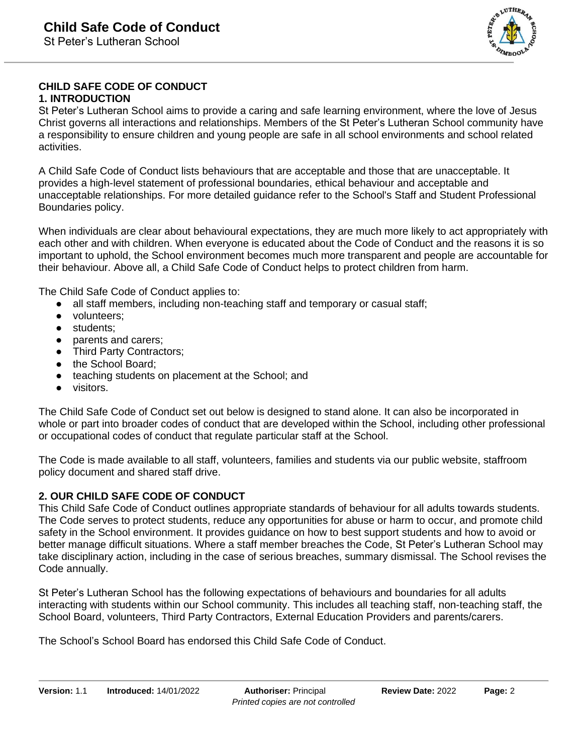## CHILD SAFE CODE OF CONDUCT

### 1. INTRODUCTION

St Peter's Lutheran School aims to provide a caring and safe learning environment, where the love of Jesus Christ governs all interactions and relationships. Members of the St Peter's Lutheran School community have a responsibility to ensure children and young people are safe in all school environments and school related activities.

A Child Safe Code of Conduct lists behaviours that are acceptable and those that are unacceptable. It provides a high-level statement of professional boundaries, ethical behaviour and acceptable and unacceptable relationships. For more detailed guidance refer to the School's Staff and Student Professional Boundaries policy.

When individuals are clear about behavioural expectations, they are much more likely to act appropriately with each other and with children. When everyone is educated about the Code of Conduct and the reasons it is so important to uphold, the School environment becomes much more transparent and people are accountable for their behaviour. Above all, a Child Safe Code of Conduct helps to protect children from harm.

The Child Safe Code of Conduct applies to:

- all staff members, including non-teaching staff and temporary or casual staff;
- volunteers;
- students;
- parents and carers;
- Third Party Contractors;
- the School Board;
- teaching students on placement at the School; and
- visitors.

The Child Safe Code of Conduct set out below is designed to stand alone. It can also be incorporated in whole or part into broader codes of conduct that are developed within the School, including other professional or occupational codes of conduct that regulate particular staff at the School.

The Code is made available to all staff, volunteers, families and students via our public website, staffroom policy document and shared staff drive.

### 2. OUR CHILD SAFE CODE OF CONDUCT

This Child Safe Code of Conduct outlines appropriate standards of behaviour for all adults towards students. The Code serves to protect students, reduce any opportunities for abuse or harm to occur, and promote child safety in the School environment. It provides guidance on how to best support students and how to avoid or better manage difficult situations. Where a staff member breaches the Code, St Peter's Lutheran School may take disciplinary action, including in the case of serious breaches, summary dismissal. The School revises the Code annually.

St Peter's Lutheran School has the following expectations of behaviours and boundaries for all adults interacting with students within our School community. This includes all teaching staff, non-teaching staff, the School Board, volunteers, Third Party Contractors, External Education Providers and parents/carers.

The School's School Board has endorsed this Child Safe Code of Conduct.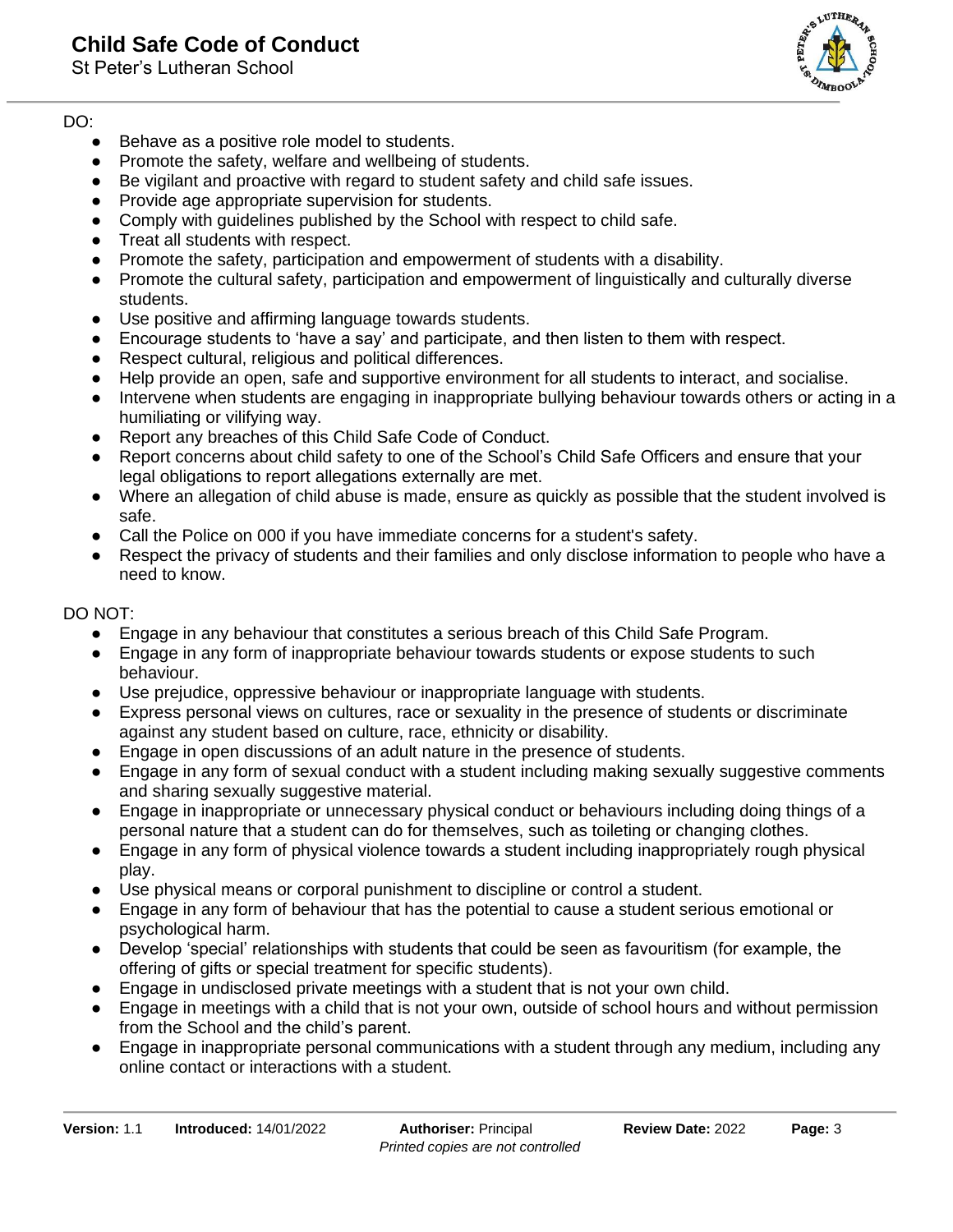DO:

- Behave as a positive role model to students.
- Promote the safety, welfare and wellbeing of students.
- Be vigilant and proactive with regard to student safety and child safe issues.
- Provide age appropriate supervision for students.
- Comply with guidelines published by the School with respect to child safe.
- Treat all students with respect.
- Promote the safety, participation and empowerment of students with a disability.
- Promote the cultural safety, participation and empowerment of linguistically and culturally diverse students.
- Use positive and affirming language towards students.
- Encourage students to 'have a say' and participate, and then listen to them with respect.
- Respect cultural, religious and political differences.
- Help provide an open, safe and supportive environment for all students to interact, and socialise.
- Intervene when students are engaging in inappropriate bullying behaviour towards others or acting in a humiliating or vilifying way.
- Report any breaches of this Child Safe Code of Conduct.
- Report concerns about child safety to one of the School's Child Safe Officers and ensure that your legal obligations to report allegations externally are met.
- Where an allegation of child abuse is made, ensure as quickly as possible that the student involved is safe.
- Call the Police on 000 if you have immediate concerns for a student's safety.
- Respect the privacy of students and their families and only disclose information to people who have a need to know.

DO NOT:

- Engage in any behaviour that constitutes a serious breach of this Child Safe Program.
- Engage in any form of inappropriate behaviour towards students or expose students to such behaviour.
- Use prejudice, oppressive behaviour or inappropriate language with students.
- Express personal views on cultures, race or sexuality in the presence of students or discriminate against any student based on culture, race, ethnicity or disability.
- Engage in open discussions of an adult nature in the presence of students.
- Engage in any form of sexual conduct with a student including making sexually suggestive comments and sharing sexually suggestive material.
- Engage in inappropriate or unnecessary physical conduct or behaviours including doing things of a personal nature that a student can do for themselves, such as toileting or changing clothes.
- Engage in any form of physical violence towards a student including inappropriately rough physical play.
- Use physical means or corporal punishment to discipline or control a student.
- Engage in any form of behaviour that has the potential to cause a student serious emotional or psychological harm.
- Develop 'special' relationships with students that could be seen as favouritism (for example, the offering of gifts or special treatment for specific students).
- Engage in undisclosed private meetings with a student that is not your own child.
- Engage in meetings with a child that is not your own, outside of school hours and without permission from the School and the child's parent.
- Engage in inappropriate personal communications with a student through any medium, including any online contact or interactions with a student.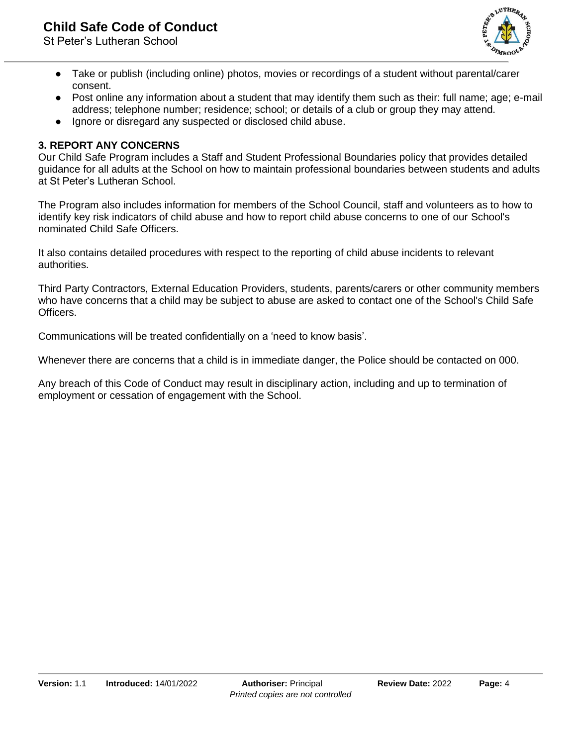- Take or publish (including online) photos, movies or recordings of a student without parental/carer consent.
- Post online any information about a student that may identify them such as their: full name; age; e-mail address; telephone number; residence; school; or details of a club or group they may attend.
- Ignore or disregard any suspected or disclosed child abuse.

### 3. REPORT ANY CONCERNS

Our Child Safe Program includes a Staff and Student Professional Boundaries policy that provides detailed guidance for all adults at the School on how to maintain professional boundaries between students and adults at St Peter's Lutheran School.

The Program also includes information for members of the School Council, staff and volunteers as to how to identify key risk indicators of child abuse and how to report child abuse concerns to one of our School's nominated Child Safe Officers.

It also contains detailed procedures with respect to the reporting of child abuse incidents to relevant authorities.

Third Party Contractors, External Education Providers, students, parents/carers or other community members who have concerns that a child may be subject to abuse are asked to contact one of the School's Child Safe Officers.

Communications will be treated confidentially on a 'need to know basis'.

Whenever there are concerns that a child is in immediate danger, the Police should be contacted on 000.

Any breach of this Code of Conduct may result in disciplinary action, including and up to termination of employment or cessation of engagement with the School.